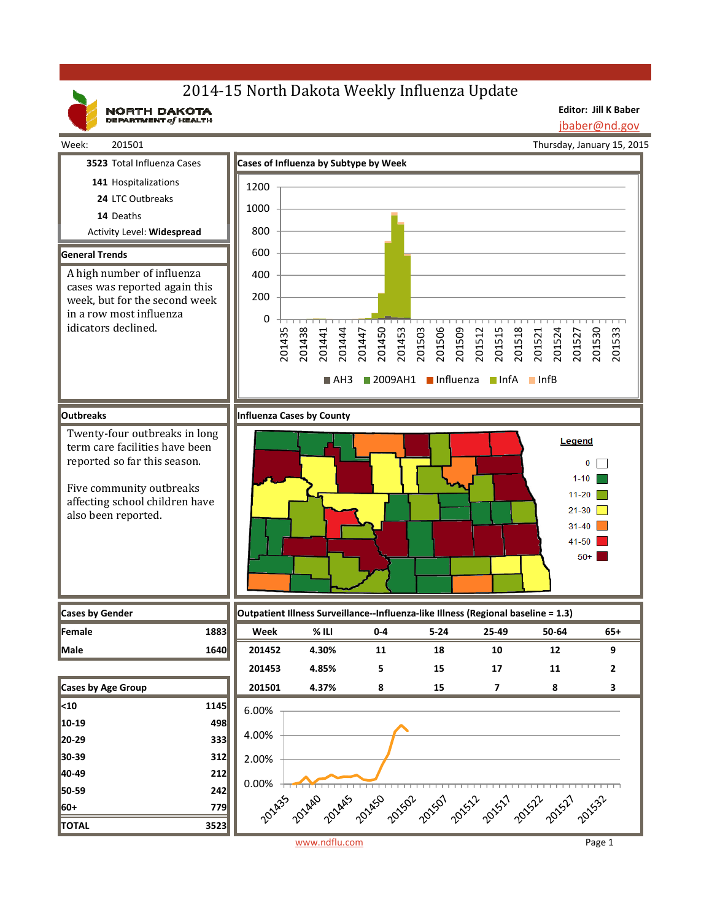# 2014-15 North Dakota Weekly Influenza Update

NORTH DAKOTA DEPARTMENT of HEALTH

**Editor: Jill K Baber**
jbaber@nd.gov

Week: 201501 — Thursday, January 15, 2015

**3523** Total Influenza Cases
**141** Hospitalizations
**24** LTC Outbreaks
**14** Deaths
Activity Level: **Widespread**

## General Trends

A high number of influenza cases was reported again this week, but for the second week in a row most influenza idicators declined.

## Cases of Influenza by Subtype by Week

## Outbreaks

Twenty-four outbreaks in long term care facilities have been reported so far this season.

Five community outbreaks affecting school children have also been reported.

## Influenza Cases by County

## Cases by Gender

| | |
|---|---|
| Female | 1883 |
| Male | 1640 |

## Cases by Age Group

| | |
|---|---|
| <10 | 1145 |
| 10-19 | 498 |
| 20-29 | 333 |
| 30-39 | 312 |
| 40-49 | 212 |
| 50-59 | 242 |
| 60+ | 779 |
| TOTAL | 3523 |

## Outpatient Illness Surveillance--Influenza-like Illness (Regional baseline = 1.3)

| Week | % ILI | 0-4 | 5-24 | 25-49 | 50-64 | 65+ |
|---|---|---|---|---|---|---|
| 201452 | 4.30% | 11 | 18 | 10 | 12 | 9 |
| 201453 | 4.85% | 5 | 15 | 17 | 11 | 2 |
| 201501 | 4.37% | 8 | 15 | 7 | 8 | 3 |

www.ndflu.com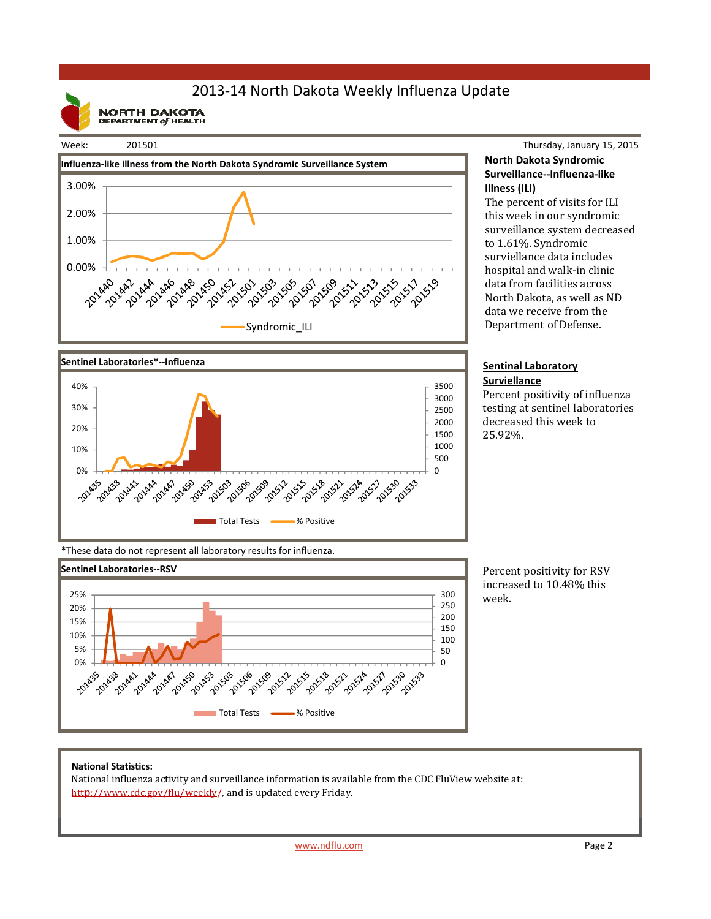# 2013-14 North Dakota Weekly Influenza Update

NORTH DAKOTA DEPARTMENT of HEALTH

Week: 201501

Thursday, January 15, 2015

**Influenza-like illness from the North Dakota Syndromic Surveillance System**

**North Dakota Syndromic Surveillance--Influenza-like Illness (ILI)**

The percent of visits for ILI this week in our syndromic surveillance system decreased to 1.61%. Syndromic surviellance data includes hospital and walk-in clinic data from facilities across North Dakota, as well as ND data we receive from the Department of Defense.

**Sentinel Laboratories*--Influenza**

**Sentinal Laboratory Surviellance**

Percent positivity of influenza testing at sentinel laboratories decreased this week to 25.92%.

*These data do not represent all laboratory results for influenza.

**Sentinel Laboratories--RSV**

Percent positivity for RSV increased to 10.48% this week.

**National Statistics:**

National influenza activity and surveillance information is available from the CDC FluView website at: http://www.cdc.gov/flu/weekly/, and is updated every Friday.

www.ndflu.com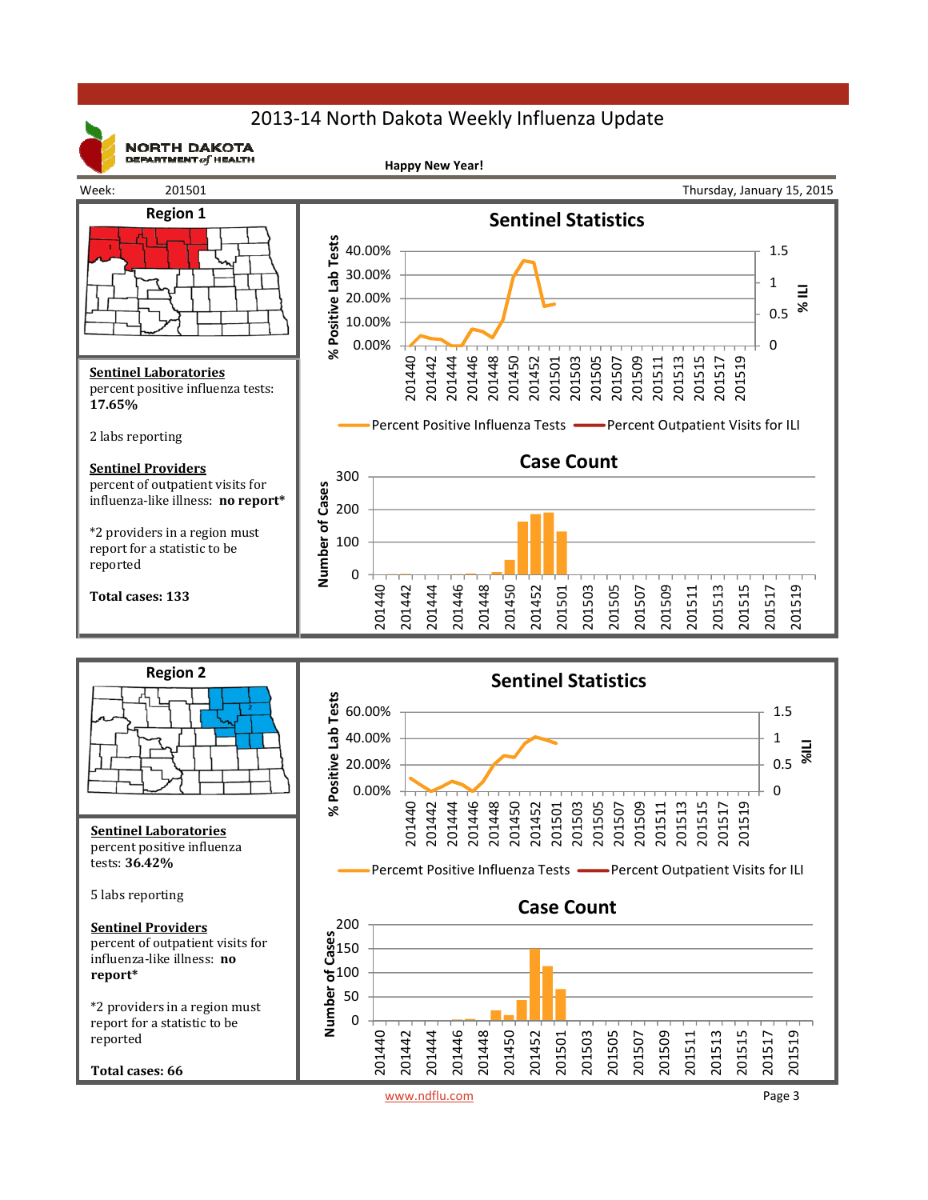# 2013-14 North Dakota Weekly Influenza Update

NORTH DAKOTA DEPARTMENT of HEALTH

**Happy New Year!**

Week: 201501 — Thursday, January 15, 2015

## Region 1

**Sentinel Laboratories**
percent positive influenza tests: **17.65%**

2 labs reporting

**Sentinel Providers**
percent of outpatient visits for influenza-like illness: **no report***

*2 providers in a region must report for a statistic to be reported

**Total cases: 133**

### Sentinel Statistics

% Positive Lab Tests: 0.00%, 10.00%, 20.00%, 30.00%, 40.00%

% ILI: 0, 0.5, 1, 1.5

Weeks: 201440, 201442, 201444, 201446, 201448, 201450, 201452, 201501, 201503, 201505, 201507, 201509, 201511, 201513, 201515, 201517, 201519

Percent Positive Influenza Tests — Percent Outpatient Visits for ILI

### Case Count

Number of Cases: 0, 100, 200, 300

Weeks: 201440, 201442, 201444, 201446, 201448, 201450, 201452, 201501, 201503, 201505, 201507, 201509, 201511, 201513, 201515, 201517, 201519

## Region 2

**Sentinel Laboratories**
percent positive influenza tests: **36.42%**

5 labs reporting

**Sentinel Providers**
percent of outpatient visits for influenza-like illness: **no report***

*2 providers in a region must report for a statistic to be reported

**Total cases: 66**

### Sentinel Statistics

% Positive Lab Tests: 0.00%, 20.00%, 40.00%, 60.00%

%ILI: 0, 0.5, 1, 1.5

Weeks: 201440, 201442, 201444, 201446, 201448, 201450, 201452, 201501, 201503, 201505, 201507, 201509, 201511, 201513, 201515, 201517, 201519

Percemt Positive Influenza Tests — Percent Outpatient Visits for ILI

### Case Count

Number of Cases: 0, 50, 100, 150, 200

Weeks: 201440, 201442, 201444, 201446, 201448, 201450, 201452, 201501, 201503, 201505, 201507, 201509, 201511, 201513, 201515, 201517, 201519

www.ndflu.com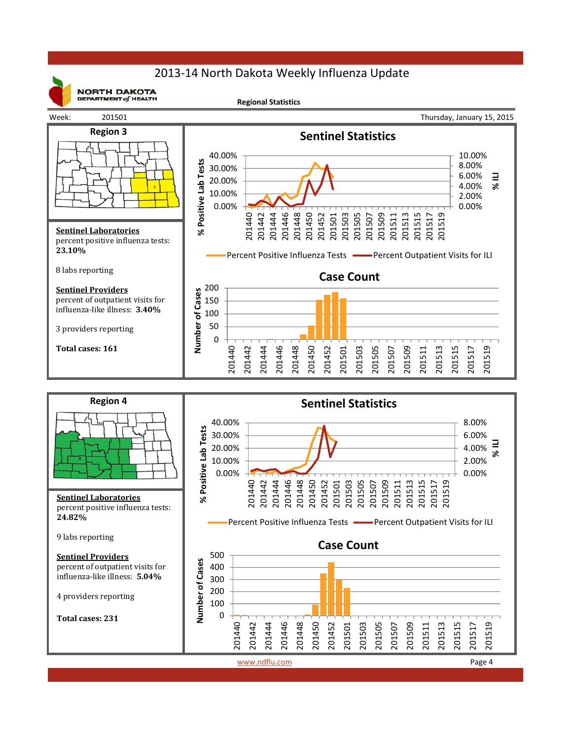# 2013-14 North Dakota Weekly Influenza Update

NORTH DAKOTA DEPARTMENT of HEALTH

**Regional Statistics**

Week: 201501

Thursday, January 15, 2015

## Region 3

3

**Sentinel Laboratories**
percent positive influenza tests:
**23.10%**

8 labs reporting

**Sentinel Providers**
percent of outpatient visits for influenza-like illness: **3.40%**

3 providers reporting

**Total cases: 161**

### Sentinel Statistics

% Positive Lab Tests

40.00%
30.00%
20.00%
10.00%
0.00%

% ILI

10.00%
8.00%
6.00%
4.00%
2.00%
0.00%

201440 201442 201444 201446 201448 201450 201452 201501 201503 201505 201507 201509 201511 201513 201515 201517 201519

Percent Positive Influenza Tests
Percent Outpatient Visits for ILI

### Case Count

Number of Cases

200
150
100
50
0

201440 201442 201444 201446 201448 201450 201452 201501 201503 201505 201507 201509 201511 201513 201515 201517 201519

## Region 4

4

**Sentinel Laboratories**
percent positive influenza tests:
**24.82%**

9 labs reporting

**Sentinel Providers**
percent of outpatient visits for influenza-like illness: **5.04%**

4 providers reporting

**Total cases: 231**

### Sentinel Statistics

% Positive Lab Tests

40.00%
30.00%
20.00%
10.00%
0.00%

% ILI

8.00%
6.00%
4.00%
2.00%
0.00%

201440 201442 201444 201446 201448 201450 201452 201501 201503 201505 201507 201509 201511 201513 201515 201517 201519

Percent Positive Influenza Tests
Percent Outpatient Visits for ILI

### Case Count

Number of Cases

500
400
300
200
100
0

201440 201442 201444 201446 201448 201450 201452 201501 201503 201505 201507 201509 201511 201513 201515 201517 201519

www.ndflu.com